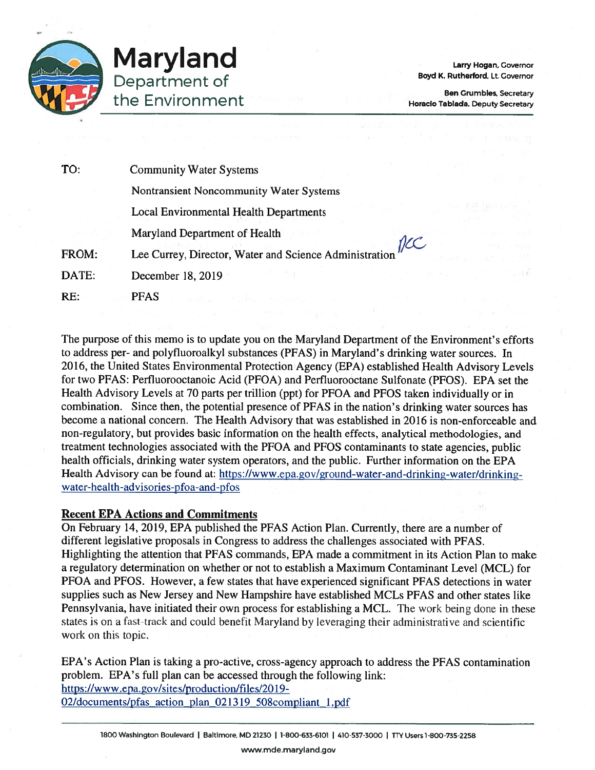# Maryland Department of the Environment

**Larry Hogan**, Governor
**Boyd K. Rutherford**, Lt. Governor

**Ben Grumbles**, Secretary
**Horacio Tablada**, Deputy Secretary

| | |
|---|---|
| TO: | Community Water Systems |
| | Nontransient Noncommunity Water Systems |
| | Local Environmental Health Departments |
| | Maryland Department of Health |
| FROM: | Lee Currey, Director, Water and Science Administration |
| DATE: | December 18, 2019 |
| RE: | PFAS |

The purpose of this memo is to update you on the Maryland Department of the Environment's efforts to address per- and polyfluoroalkyl substances (PFAS) in Maryland's drinking water sources. In 2016, the United States Environmental Protection Agency (EPA) established Health Advisory Levels for two PFAS: Perfluorooctanoic Acid (PFOA) and Perfluorooctane Sulfonate (PFOS). EPA set the Health Advisory Levels at 70 parts per trillion (ppt) for PFOA and PFOS taken individually or in combination. Since then, the potential presence of PFAS in the nation's drinking water sources has become a national concern. The Health Advisory that was established in 2016 is non-enforceable and non-regulatory, but provides basic information on the health effects, analytical methodologies, and treatment technologies associated with the PFOA and PFOS contaminants to state agencies, public health officials, drinking water system operators, and the public. Further information on the EPA Health Advisory can be found at: https://www.epa.gov/ground-water-and-drinking-water/drinking-water-health-advisories-pfoa-and-pfos

## Recent EPA Actions and Commitments

On February 14, 2019, EPA published the PFAS Action Plan. Currently, there are a number of different legislative proposals in Congress to address the challenges associated with PFAS. Highlighting the attention that PFAS commands, EPA made a commitment in its Action Plan to make a regulatory determination on whether or not to establish a Maximum Contaminant Level (MCL) for PFOA and PFOS. However, a few states that have experienced significant PFAS detections in water supplies such as New Jersey and New Hampshire have established MCLs PFAS and other states like Pennsylvania, have initiated their own process for establishing a MCL. The work being done in these states is on a fast-track and could benefit Maryland by leveraging their administrative and scientific work on this topic.

EPA's Action Plan is taking a pro-active, cross-agency approach to address the PFAS contamination problem. EPA's full plan can be accessed through the following link: https://www.epa.gov/sites/production/files/2019-02/documents/pfas_action_plan_021319_508compliant_1.pdf

1800 Washington Boulevard | Baltimore, MD 21230 | 1-800-633-6101 | 410-537-3000 | TTY Users 1-800-735-2258
www.mde.maryland.gov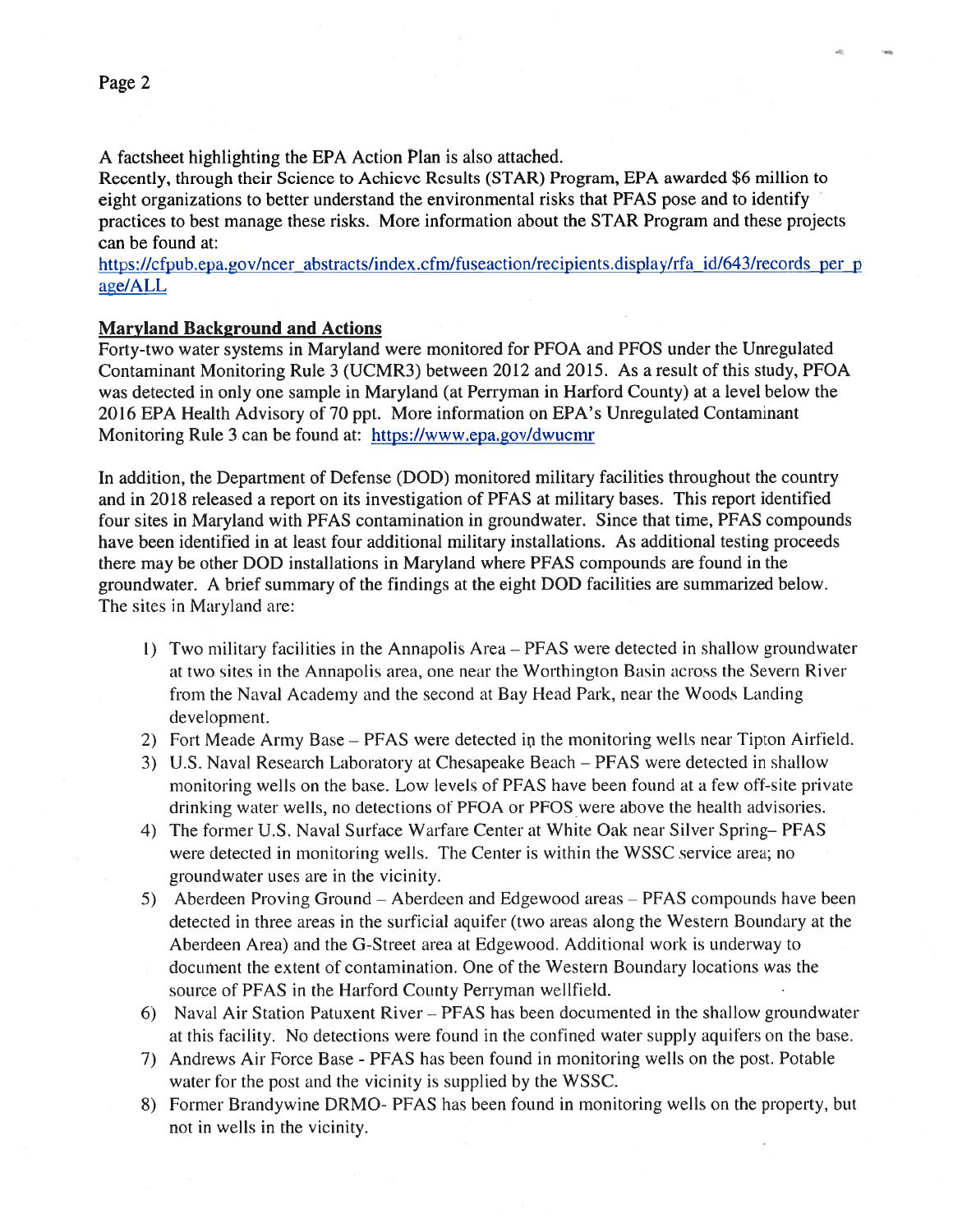A factsheet highlighting the EPA Action Plan is also attached.
Recently, through their Science to Achieve Results (STAR) Program, EPA awarded $6 million to eight organizations to better understand the environmental risks that PFAS pose and to identify practices to best manage these risks. More information about the STAR Program and these projects can be found at:
https://cfpub.epa.gov/ncer_abstracts/index.cfm/fuseaction/recipients.display/rfa_id/643/records_per_page/ALL

**Maryland Background and Actions**

Forty-two water systems in Maryland were monitored for PFOA and PFOS under the Unregulated Contaminant Monitoring Rule 3 (UCMR3) between 2012 and 2015. As a result of this study, PFOA was detected in only one sample in Maryland (at Perryman in Harford County) at a level below the 2016 EPA Health Advisory of 70 ppt. More information on EPA's Unregulated Contaminant Monitoring Rule 3 can be found at: https://www.epa.gov/dwucmr

In addition, the Department of Defense (DOD) monitored military facilities throughout the country and in 2018 released a report on its investigation of PFAS at military bases. This report identified four sites in Maryland with PFAS contamination in groundwater. Since that time, PFAS compounds have been identified in at least four additional military installations. As additional testing proceeds there may be other DOD installations in Maryland where PFAS compounds are found in the groundwater. A brief summary of the findings at the eight DOD facilities are summarized below. The sites in Maryland are:

1) Two military facilities in the Annapolis Area – PFAS were detected in shallow groundwater at two sites in the Annapolis area, one near the Worthington Basin across the Severn River from the Naval Academy and the second at Bay Head Park, near the Woods Landing development.
2) Fort Meade Army Base – PFAS were detected in the monitoring wells near Tipton Airfield.
3) U.S. Naval Research Laboratory at Chesapeake Beach – PFAS were detected in shallow monitoring wells on the base. Low levels of PFAS have been found at a few off-site private drinking water wells, no detections of PFOA or PFOS were above the health advisories.
4) The former U.S. Naval Surface Warfare Center at White Oak near Silver Spring– PFAS were detected in monitoring wells. The Center is within the WSSC service area; no groundwater uses are in the vicinity.
5) Aberdeen Proving Ground – Aberdeen and Edgewood areas – PFAS compounds have been detected in three areas in the surficial aquifer (two areas along the Western Boundary at the Aberdeen Area) and the G-Street area at Edgewood. Additional work is underway to document the extent of contamination. One of the Western Boundary locations was the source of PFAS in the Harford County Perryman wellfield.
6) Naval Air Station Patuxent River – PFAS has been documented in the shallow groundwater at this facility. No detections were found in the confined water supply aquifers on the base.
7) Andrews Air Force Base - PFAS has been found in monitoring wells on the post. Potable water for the post and the vicinity is supplied by the WSSC.
8) Former Brandywine DRMO- PFAS has been found in monitoring wells on the property, but not in wells in the vicinity.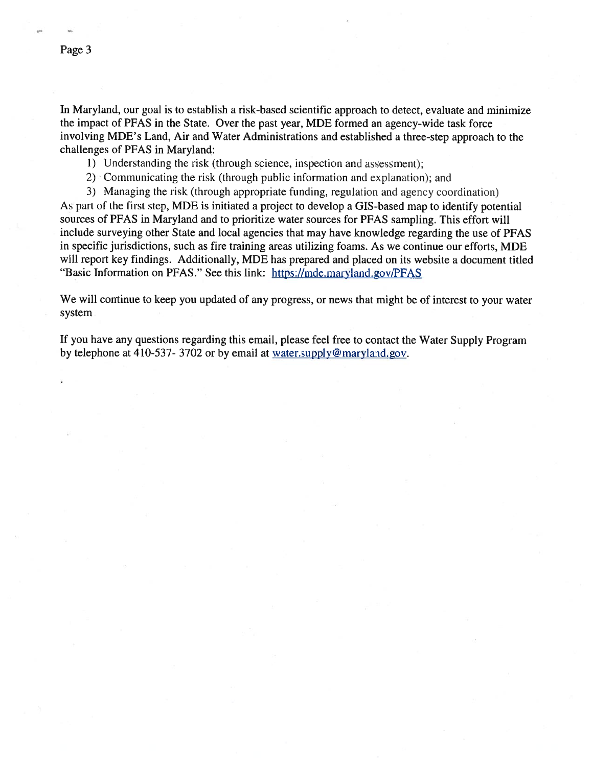In Maryland, our goal is to establish a risk-based scientific approach to detect, evaluate and minimize the impact of PFAS in the State. Over the past year, MDE formed an agency-wide task force involving MDE's Land, Air and Water Administrations and established a three-step approach to the challenges of PFAS in Maryland:

1) Understanding the risk (through science, inspection and assessment);
2) Communicating the risk (through public information and explanation); and
3) Managing the risk (through appropriate funding, regulation and agency coordination)

As part of the first step, MDE is initiated a project to develop a GIS-based map to identify potential sources of PFAS in Maryland and to prioritize water sources for PFAS sampling. This effort will include surveying other State and local agencies that may have knowledge regarding the use of PFAS in specific jurisdictions, such as fire training areas utilizing foams. As we continue our efforts, MDE will report key findings. Additionally, MDE has prepared and placed on its website a document titled "Basic Information on PFAS." See this link: https://mde.maryland.gov/PFAS

We will continue to keep you updated of any progress, or news that might be of interest to your water system

If you have any questions regarding this email, please feel free to contact the Water Supply Program by telephone at 410-537- 3702 or by email at water.supply@maryland.gov.